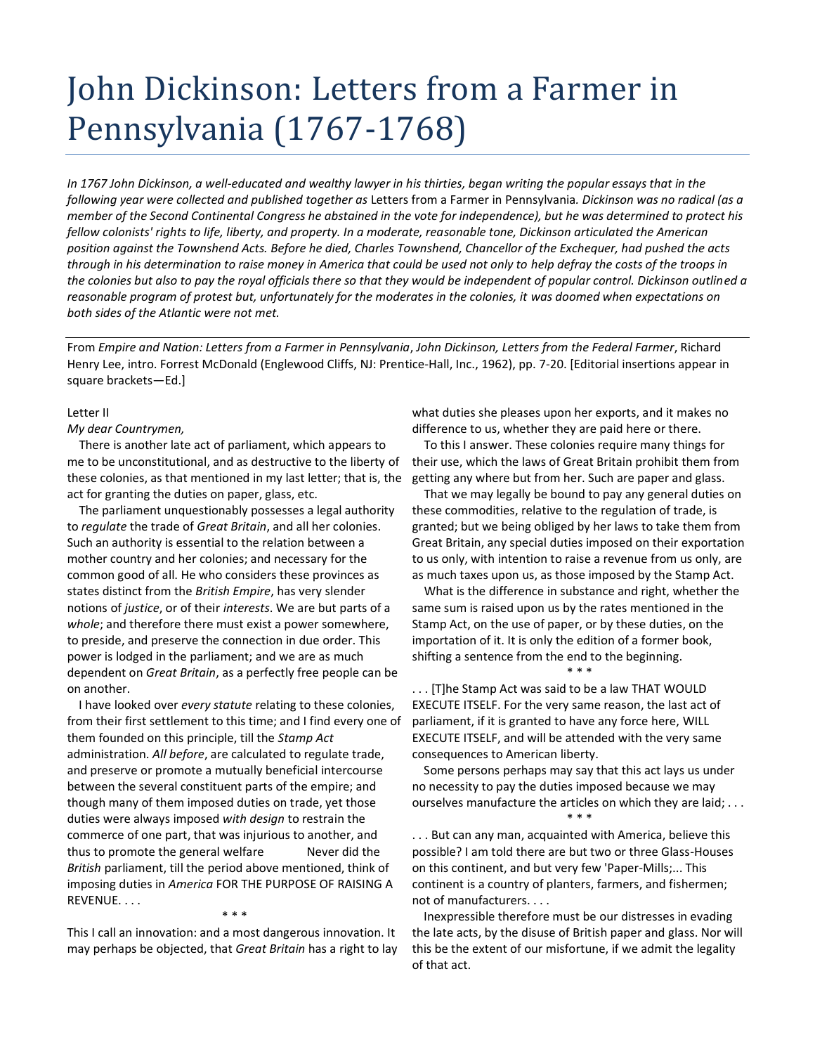# John Dickinson: Letters from a Farmer in Pennsylvania (1767-1768)

*In 1767 John Dickinson, a well-educated and wealthy lawyer in his thirties, began writing the popular essays that in the following year were collected and published together as* Letters from a Farmer in Pennsylvania. *Dickinson was no radical (as a member of the Second Continental Congress he abstained in the vote for independence), but he was determined to protect his fellow colonists' rights to life, liberty, and property. In a moderate, reasonable tone, Dickinson articulated the American position against the Townshend Acts. Before he died, Charles Townshend, Chancellor of the Exchequer, had pushed the acts through in his determination to raise money in America that could be used not only to help defray the costs of the troops in the colonies but also to pay the royal officials there so that they would be independent of popular control. Dickinson outlined a reasonable program of protest but, unfortunately for the moderates in the colonies, it was doomed when expectations on both sides of the Atlantic were not met.*

---

From *Empire and Nation: Letters from a Farmer in Pennsylvania*, *John Dickinson, Letters from the Federal Farmer*, Richard Henry Lee, intro. Forrest McDonald (Englewood Cliffs, NJ: Prentice-Hall, Inc., 1962), pp. 7-20. [Editorial insertions appear in square brackets—Ed.]

Letter II

*My dear Countrymen,*

There is another late act of parliament, which appears to me to be unconstitutional, and as destructive to the liberty of these colonies, as that mentioned in my last letter; that is, the act for granting the duties on paper, glass, etc.

The parliament unquestionably possesses a legal authority to *regulate* the trade of *Great Britain*, and all her colonies. Such an authority is essential to the relation between a mother country and her colonies; and necessary for the common good of all. He who considers these provinces as states distinct from the *British Empire*, has very slender notions of *justice*, or of their *interests*. We are but parts of a *whole*; and therefore there must exist a power somewhere, to preside, and preserve the connection in due order. This power is lodged in the parliament; and we are as much dependent on *Great Britain*, as a perfectly free people can be on another.

I have looked over *every statute* relating to these colonies, from their first settlement to this time; and I find every one of them founded on this principle, till the *Stamp Act* administration. *All before*, are calculated to regulate trade, and preserve or promote a mutually beneficial intercourse between the several constituent parts of the empire; and though many of them imposed duties on trade, yet those duties were always imposed *with design* to restrain the commerce of one part, that was injurious to another, and thus to promote the general welfare Never did the *British* parliament, till the period above mentioned, think of imposing duties in *America* FOR THE PURPOSE OF RAISING A REVENUE. . . .

\* \* \*

This I call an innovation: and a most dangerous innovation. It may perhaps be objected, that *Great Britain* has a right to lay what duties she pleases upon her exports, and it makes no difference to us, whether they are paid here or there.

To this I answer. These colonies require many things for their use, which the laws of Great Britain prohibit them from getting any where but from her. Such are paper and glass.

That we may legally be bound to pay any general duties on these commodities, relative to the regulation of trade, is granted; but we being obliged by her laws to take them from Great Britain, any special duties imposed on their exportation to us only, with intention to raise a revenue from us only, are as much taxes upon us, as those imposed by the Stamp Act.

What is the difference in substance and right, whether the same sum is raised upon us by the rates mentioned in the Stamp Act, on the use of paper, or by these duties, on the importation of it. It is only the edition of a former book, shifting a sentence from the end to the beginning.

\* \* \*

. . . [T]he Stamp Act was said to be a law THAT WOULD EXECUTE ITSELF. For the very same reason, the last act of parliament, if it is granted to have any force here, WILL EXECUTE ITSELF, and will be attended with the very same consequences to American liberty.

Some persons perhaps may say that this act lays us under no necessity to pay the duties imposed because we may ourselves manufacture the articles on which they are laid; . . .

\* \* \*

. . . But can any man, acquainted with America, believe this possible? I am told there are but two or three Glass-Houses on this continent, and but very few 'Paper-Mills;... This continent is a country of planters, farmers, and fishermen; not of manufacturers. . . .

Inexpressible therefore must be our distresses in evading the late acts, by the disuse of British paper and glass. Nor will this be the extent of our misfortune, if we admit the legality of that act.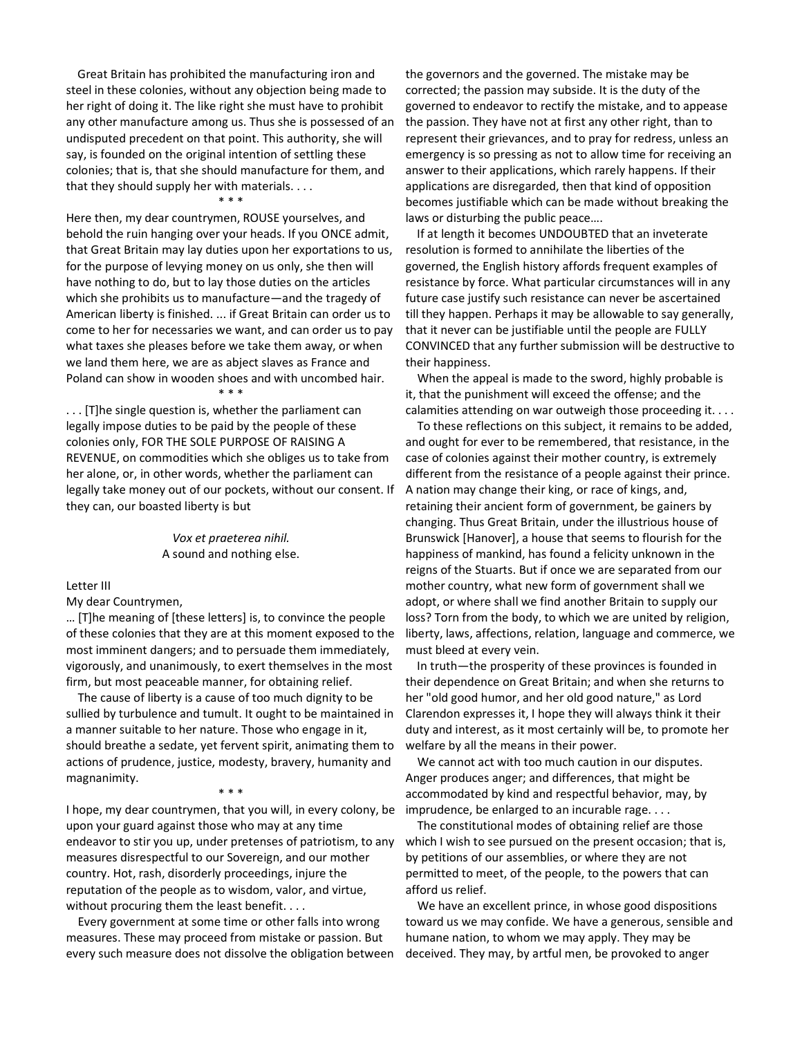Great Britain has prohibited the manufacturing iron and steel in these colonies, without any objection being made to her right of doing it. The like right she must have to prohibit any other manufacture among us. Thus she is possessed of an undisputed precedent on that point. This authority, she will say, is founded on the original intention of settling these colonies; that is, that she should manufacture for them, and that they should supply her with materials. . . .

\* \* \*

Here then, my dear countrymen, ROUSE yourselves, and behold the ruin hanging over your heads. If you ONCE admit, that Great Britain may lay duties upon her exportations to us, for the purpose of levying money on us only, she then will have nothing to do, but to lay those duties on the articles which she prohibits us to manufacture—and the tragedy of American liberty is finished. ... if Great Britain can order us to come to her for necessaries we want, and can order us to pay what taxes she pleases before we take them away, or when we land them here, we are as abject slaves as France and Poland can show in wooden shoes and with uncombed hair.

\* \* \*

. . . [T]he single question is, whether the parliament can legally impose duties to be paid by the people of these colonies only, FOR THE SOLE PURPOSE OF RAISING A REVENUE, on commodities which she obliges us to take from her alone, or, in other words, whether the parliament can legally take money out of our pockets, without our consent. If they can, our boasted liberty is but

*Vox et praeterea nihil.*
A sound and nothing else.

Letter III

My dear Countrymen,

… [T]he meaning of [these letters] is, to convince the people of these colonies that they are at this moment exposed to the most imminent dangers; and to persuade them immediately, vigorously, and unanimously, to exert themselves in the most firm, but most peaceable manner, for obtaining relief.

The cause of liberty is a cause of too much dignity to be sullied by turbulence and tumult. It ought to be maintained in a manner suitable to her nature. Those who engage in it, should breathe a sedate, yet fervent spirit, animating them to actions of prudence, justice, modesty, bravery, humanity and magnanimity.

\* \* \*

I hope, my dear countrymen, that you will, in every colony, be upon your guard against those who may at any time endeavor to stir you up, under pretenses of patriotism, to any measures disrespectful to our Sovereign, and our mother country. Hot, rash, disorderly proceedings, injure the reputation of the people as to wisdom, valor, and virtue, without procuring them the least benefit. . . .

Every government at some time or other falls into wrong measures. These may proceed from mistake or passion. But every such measure does not dissolve the obligation between the governors and the governed. The mistake may be corrected; the passion may subside. It is the duty of the governed to endeavor to rectify the mistake, and to appease the passion. They have not at first any other right, than to represent their grievances, and to pray for redress, unless an emergency is so pressing as not to allow time for receiving an answer to their applications, which rarely happens. If their applications are disregarded, then that kind of opposition becomes justifiable which can be made without breaking the laws or disturbing the public peace….

If at length it becomes UNDOUBTED that an inveterate resolution is formed to annihilate the liberties of the governed, the English history affords frequent examples of resistance by force. What particular circumstances will in any future case justify such resistance can never be ascertained till they happen. Perhaps it may be allowable to say generally, that it never can be justifiable until the people are FULLY CONVINCED that any further submission will be destructive to their happiness.

When the appeal is made to the sword, highly probable is it, that the punishment will exceed the offense; and the calamities attending on war outweigh those proceeding it. . . .

To these reflections on this subject, it remains to be added, and ought for ever to be remembered, that resistance, in the case of colonies against their mother country, is extremely different from the resistance of a people against their prince. A nation may change their king, or race of kings, and, retaining their ancient form of government, be gainers by changing. Thus Great Britain, under the illustrious house of Brunswick [Hanover], a house that seems to flourish for the happiness of mankind, has found a felicity unknown in the reigns of the Stuarts. But if once we are separated from our mother country, what new form of government shall we adopt, or where shall we find another Britain to supply our loss? Torn from the body, to which we are united by religion, liberty, laws, affections, relation, language and commerce, we must bleed at every vein.

In truth—the prosperity of these provinces is founded in their dependence on Great Britain; and when she returns to her "old good humor, and her old good nature," as Lord Clarendon expresses it, I hope they will always think it their duty and interest, as it most certainly will be, to promote her welfare by all the means in their power.

We cannot act with too much caution in our disputes. Anger produces anger; and differences, that might be accommodated by kind and respectful behavior, may, by imprudence, be enlarged to an incurable rage. . . .

The constitutional modes of obtaining relief are those which I wish to see pursued on the present occasion; that is, by petitions of our assemblies, or where they are not permitted to meet, of the people, to the powers that can afford us relief.

We have an excellent prince, in whose good dispositions toward us we may confide. We have a generous, sensible and humane nation, to whom we may apply. They may be deceived. They may, by artful men, be provoked to anger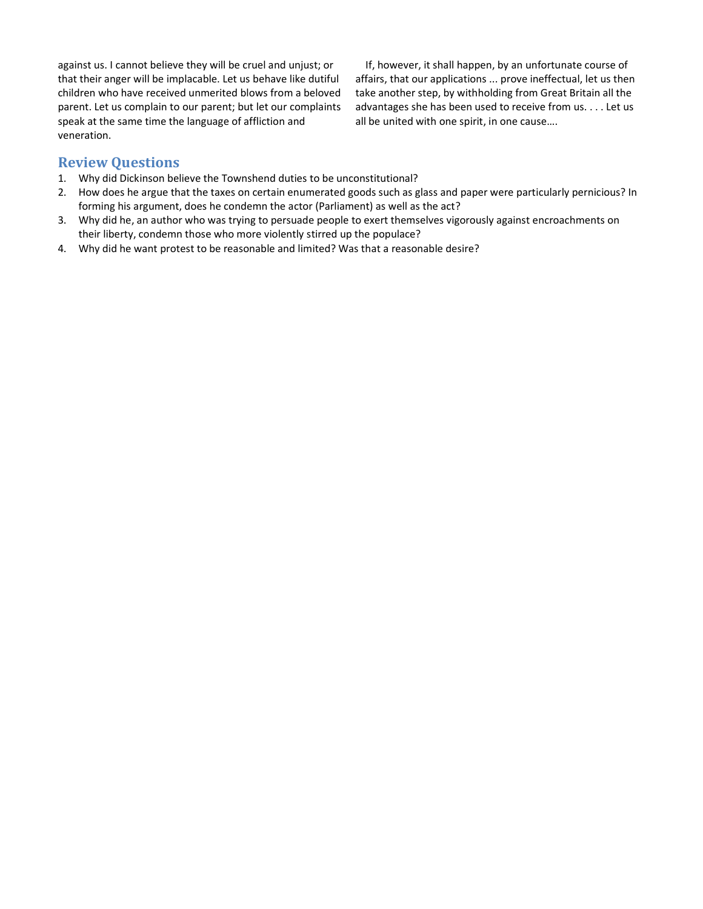against us. I cannot believe they will be cruel and unjust; or that their anger will be implacable. Let us behave like dutiful children who have received unmerited blows from a beloved parent. Let us complain to our parent; but let our complaints speak at the same time the language of affliction and veneration.

If, however, it shall happen, by an unfortunate course of affairs, that our applications ... prove ineffectual, let us then take another step, by withholding from Great Britain all the advantages she has been used to receive from us. . . . Let us all be united with one spirit, in one cause….

## Review Questions

1. Why did Dickinson believe the Townshend duties to be unconstitutional?
2. How does he argue that the taxes on certain enumerated goods such as glass and paper were particularly pernicious? In forming his argument, does he condemn the actor (Parliament) as well as the act?
3. Why did he, an author who was trying to persuade people to exert themselves vigorously against encroachments on their liberty, condemn those who more violently stirred up the populace?
4. Why did he want protest to be reasonable and limited? Was that a reasonable desire?